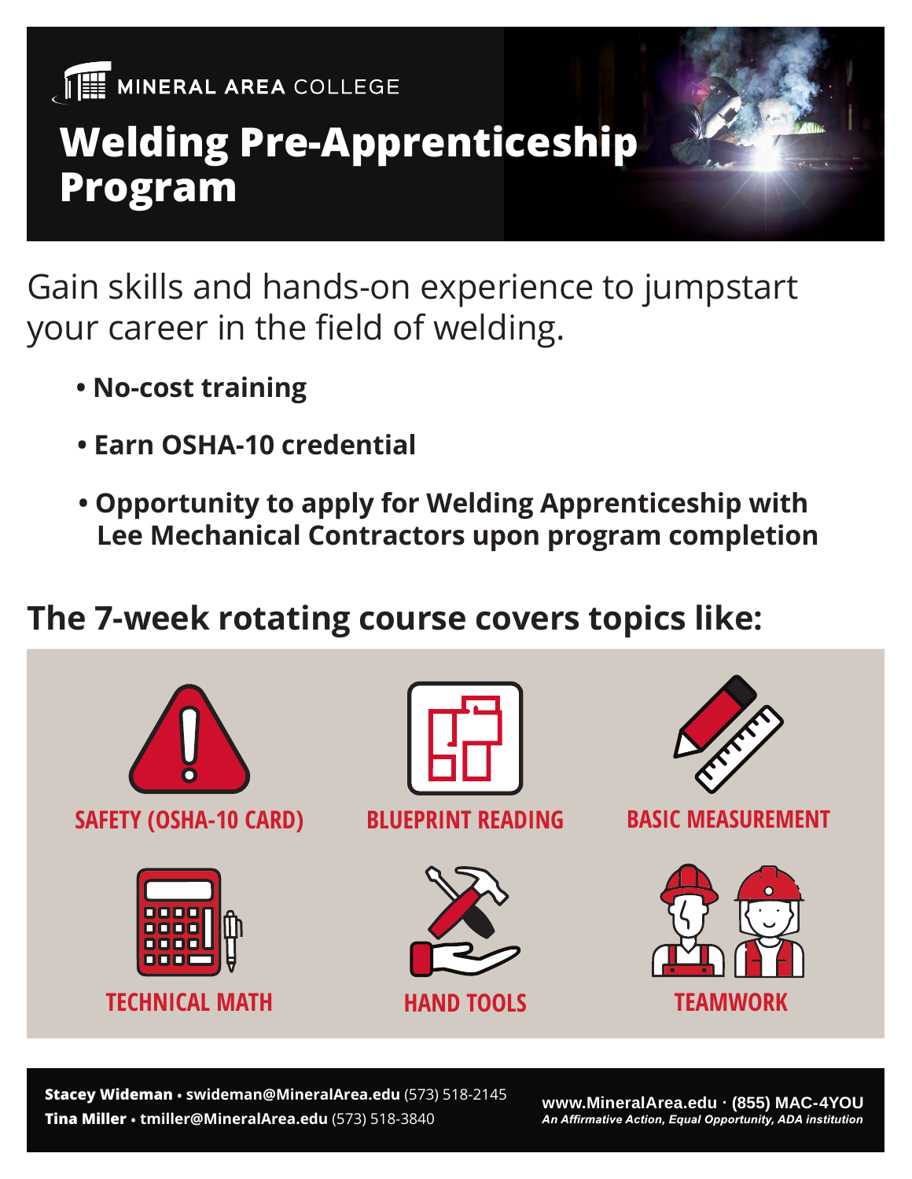MINERAL AREA COLLEGE

# Welding Pre-Apprenticeship Program

Gain skills and hands-on experience to jumpstart your career in the field of welding.

- **No-cost training**
- **Earn OSHA-10 credential**
- **Opportunity to apply for Welding Apprenticeship with Lee Mechanical Contractors upon program completion**

## The 7-week rotating course covers topics like:

- SAFETY (OSHA-10 CARD)
- BLUEPRINT READING
- BASIC MEASUREMENT
- TECHNICAL MATH
- HAND TOOLS
- TEAMWORK

**Stacey Wideman • swideman@MineralArea.edu** (573) 518-2145
**Tina Miller • tmiller@MineralArea.edu** (573) 518-3840

**www.MineralArea.edu · (855) MAC-4YOU**
***An Affirmative Action, Equal Opportunity, ADA institution***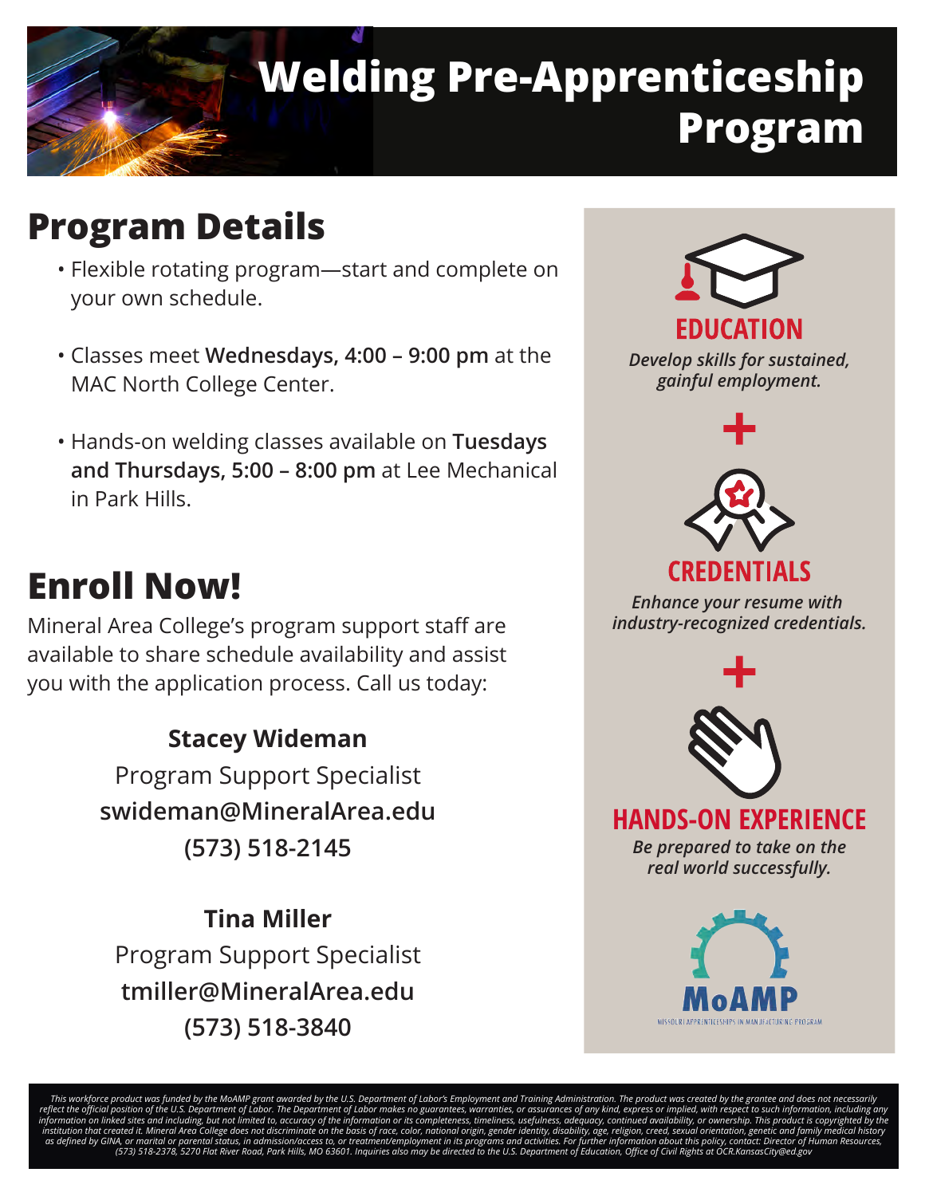# Welding Pre-Apprenticeship Program

## Program Details

- Flexible rotating program—start and complete on your own schedule.
- Classes meet **Wednesdays, 4:00 – 9:00 pm** at the MAC North College Center.
- Hands-on welding classes available on **Tuesdays and Thursdays, 5:00 – 8:00 pm** at Lee Mechanical in Park Hills.

## Enroll Now!

Mineral Area College's program support staff are available to share schedule availability and assist you with the application process. Call us today:

**Stacey Wideman**
Program Support Specialist
**swideman@MineralArea.edu**
**(573) 518-2145**

**Tina Miller**
Program Support Specialist
**tmiller@MineralArea.edu**
**(573) 518-3840**

### EDUCATION

*Develop skills for sustained, gainful employment.*

+

### CREDENTIALS

*Enhance your resume with industry-recognized credentials.*

+

### HANDS-ON EXPERIENCE

*Be prepared to take on the real world successfully.*

MoAMP
MISSOURI APPRENTICESHIPS IN MANUFACTURING PROGRAM

*This workforce product was funded by the MoAMP grant awarded by the U.S. Department of Labor's Employment and Training Administration. The product was created by the grantee and does not necessarily reflect the official position of the U.S. Department of Labor. The Department of Labor makes no guarantees, warranties, or assurances of any kind, express or implied, with respect to such information, including any information on linked sites and including, but not limited to, accuracy of the information or its completeness, timeliness, usefulness, adequacy, continued availability, or ownership. This product is copyrighted by the institution that created it. Mineral Area College does not discriminate on the basis of race, color, national origin, gender identity, disability, age, religion, creed, sexual orientation, genetic and family medical history as defined by GINA, or marital or parental status, in admission/access to, or treatment/employment in its programs and activities. For further information about this policy, contact: Director of Human Resources, (573) 518-2378, 5270 Flat River Road, Park Hills, MO 63601. Inquiries also may be directed to the U.S. Department of Education, Office of Civil Rights at OCR.KansasCity@ed.gov*